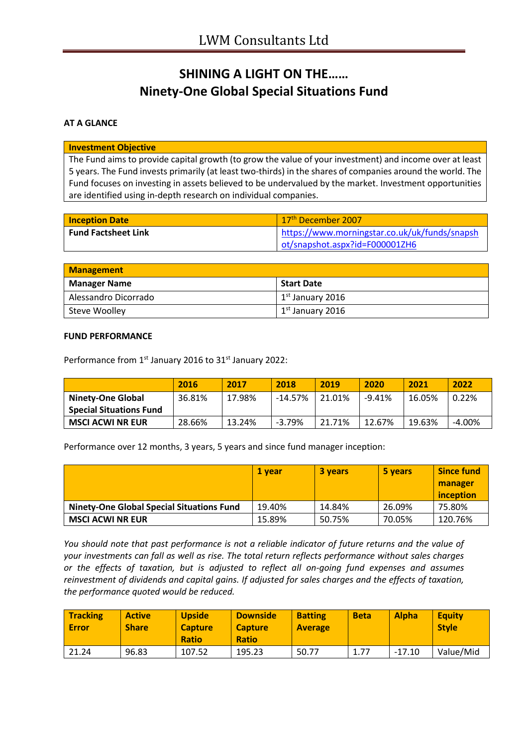# SHINING A LIGHT ON THE……
# Ninety-One Global Special Situations Fund

**AT A GLANCE**

| Investment Objective |
| --- |
| The Fund aims to provide capital growth (to grow the value of your investment) and income over at least 5 years. The Fund invests primarily (at least two-thirds) in the shares of companies around the world. The Fund focuses on investing in assets believed to be undervalued by the market. Investment opportunities are identified using in-depth research on individual companies. |

| Inception Date | 17th December 2007 |
| --- | --- |
| Fund Factsheet Link | https://www.morningstar.co.uk/uk/funds/snapshot/snapshot.aspx?id=F000001ZH6 |

| Management | |
| --- | --- |
| **Manager Name** | **Start Date** |
| Alessandro Dicorrado | 1st January 2016 |
| Steve Woolley | 1st January 2016 |

**FUND PERFORMANCE**

Performance from 1st January 2016 to 31st January 2022:

| | 2016 | 2017 | 2018 | 2019 | 2020 | 2021 | 2022 |
| --- | --- | --- | --- | --- | --- | --- | --- |
| **Ninety-One Global Special Situations Fund** | 36.81% | 17.98% | -14.57% | 21.01% | -9.41% | 16.05% | 0.22% |
| **MSCI ACWI NR EUR** | 28.66% | 13.24% | -3.79% | 21.71% | 12.67% | 19.63% | -4.00% |

Performance over 12 months, 3 years, 5 years and since fund manager inception:

| | 1 year | 3 years | 5 years | Since fund manager inception |
| --- | --- | --- | --- | --- |
| **Ninety-One Global Special Situations Fund** | 19.40% | 14.84% | 26.09% | 75.80% |
| **MSCI ACWI NR EUR** | 15.89% | 50.75% | 70.05% | 120.76% |

*You should note that past performance is not a reliable indicator of future returns and the value of your investments can fall as well as rise. The total return reflects performance without sales charges or the effects of taxation, but is adjusted to reflect all on-going fund expenses and assumes reinvestment of dividends and capital gains. If adjusted for sales charges and the effects of taxation, the performance quoted would be reduced.*

| Tracking Error | Active Share | Upside Capture Ratio | Downside Capture Ratio | Batting Average | Beta | Alpha | Equity Style |
| --- | --- | --- | --- | --- | --- | --- | --- |
| 21.24 | 96.83 | 107.52 | 195.23 | 50.77 | 1.77 | -17.10 | Value/Mid |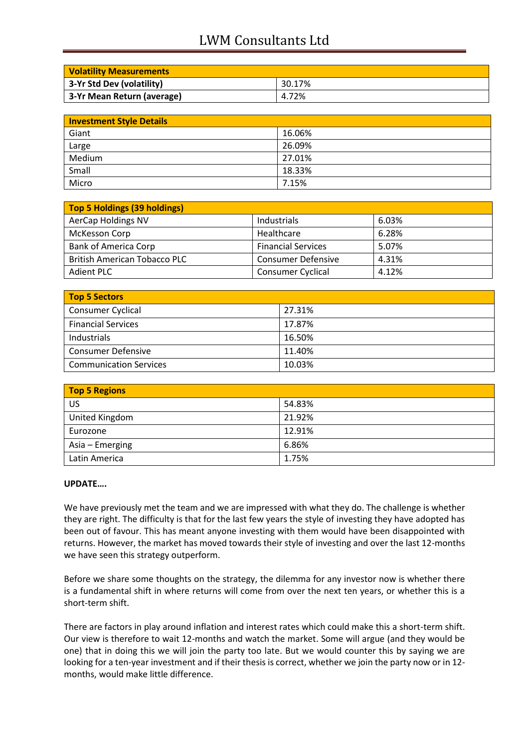| Volatility Measurements | |
|---|---|
| 3-Yr Std Dev (volatility) | 30.17% |
| 3-Yr Mean Return (average) | 4.72% |

| Investment Style Details | |
|---|---|
| Giant | 16.06% |
| Large | 26.09% |
| Medium | 27.01% |
| Small | 18.33% |
| Micro | 7.15% |

| Top 5 Holdings (39 holdings) | | |
|---|---|---|
| AerCap Holdings NV | Industrials | 6.03% |
| McKesson Corp | Healthcare | 6.28% |
| Bank of America Corp | Financial Services | 5.07% |
| British American Tobacco PLC | Consumer Defensive | 4.31% |
| Adient PLC | Consumer Cyclical | 4.12% |

| Top 5 Sectors | |
|---|---|
| Consumer Cyclical | 27.31% |
| Financial Services | 17.87% |
| Industrials | 16.50% |
| Consumer Defensive | 11.40% |
| Communication Services | 10.03% |

| Top 5 Regions | |
|---|---|
| US | 54.83% |
| United Kingdom | 21.92% |
| Eurozone | 12.91% |
| Asia – Emerging | 6.86% |
| Latin America | 1.75% |

**UPDATE….**

We have previously met the team and we are impressed with what they do. The challenge is whether they are right. The difficulty is that for the last few years the style of investing they have adopted has been out of favour. This has meant anyone investing with them would have been disappointed with returns. However, the market has moved towards their style of investing and over the last 12-months we have seen this strategy outperform.

Before we share some thoughts on the strategy, the dilemma for any investor now is whether there is a fundamental shift in where returns will come from over the next ten years, or whether this is a short-term shift.

There are factors in play around inflation and interest rates which could make this a short-term shift. Our view is therefore to wait 12-months and watch the market. Some will argue (and they would be one) that in doing this we will join the party too late. But we would counter this by saying we are looking for a ten-year investment and if their thesis is correct, whether we join the party now or in 12-months, would make little difference.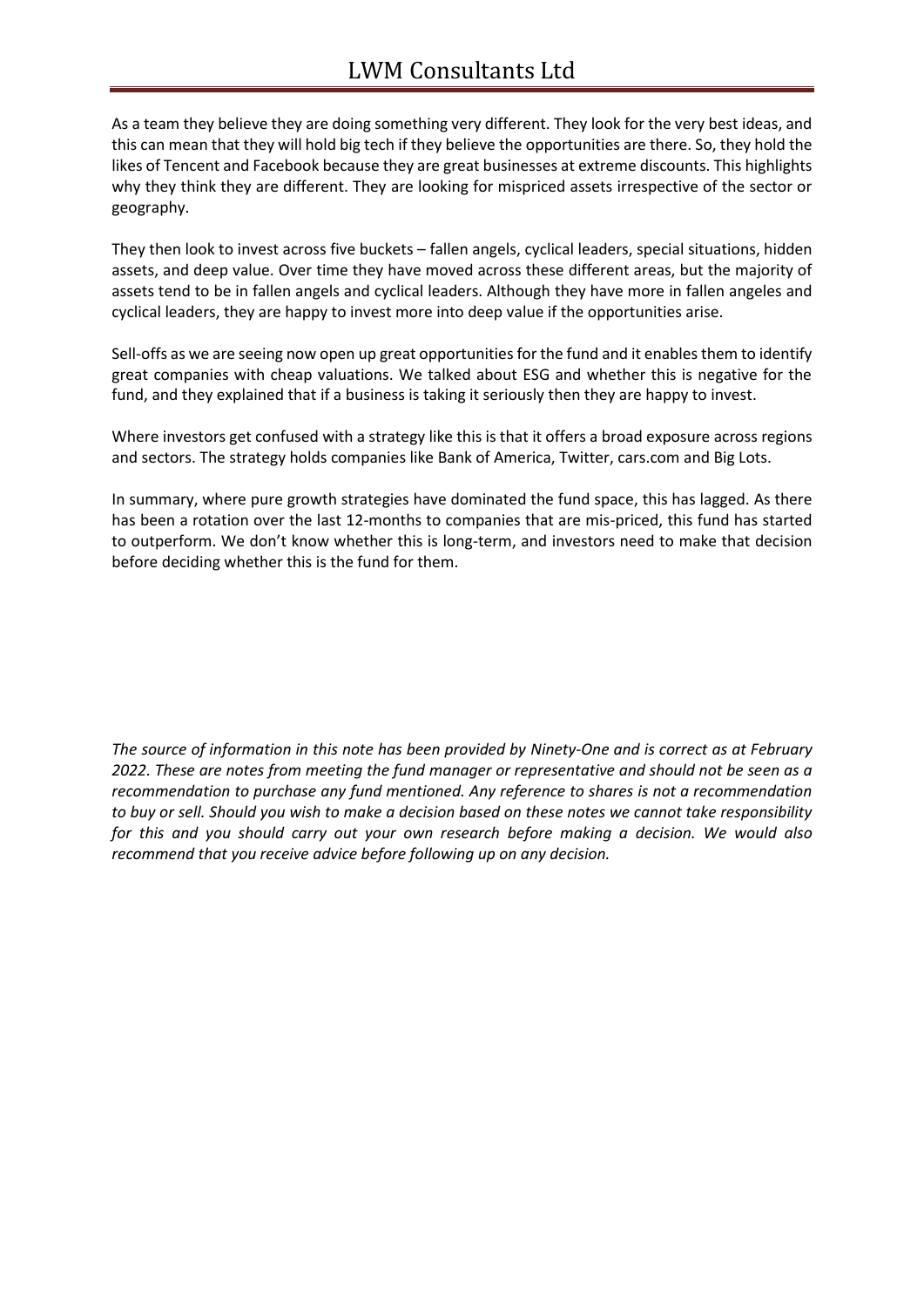As a team they believe they are doing something very different. They look for the very best ideas, and this can mean that they will hold big tech if they believe the opportunities are there. So, they hold the likes of Tencent and Facebook because they are great businesses at extreme discounts. This highlights why they think they are different. They are looking for mispriced assets irrespective of the sector or geography.

They then look to invest across five buckets – fallen angels, cyclical leaders, special situations, hidden assets, and deep value. Over time they have moved across these different areas, but the majority of assets tend to be in fallen angels and cyclical leaders. Although they have more in fallen angeles and cyclical leaders, they are happy to invest more into deep value if the opportunities arise.

Sell-offs as we are seeing now open up great opportunities for the fund and it enables them to identify great companies with cheap valuations. We talked about ESG and whether this is negative for the fund, and they explained that if a business is taking it seriously then they are happy to invest.

Where investors get confused with a strategy like this is that it offers a broad exposure across regions and sectors. The strategy holds companies like Bank of America, Twitter, cars.com and Big Lots.

In summary, where pure growth strategies have dominated the fund space, this has lagged. As there has been a rotation over the last 12-months to companies that are mis-priced, this fund has started to outperform. We don't know whether this is long-term, and investors need to make that decision before deciding whether this is the fund for them.

*The source of information in this note has been provided by Ninety-One and is correct as at February 2022. These are notes from meeting the fund manager or representative and should not be seen as a recommendation to purchase any fund mentioned. Any reference to shares is not a recommendation to buy or sell. Should you wish to make a decision based on these notes we cannot take responsibility for this and you should carry out your own research before making a decision. We would also recommend that you receive advice before following up on any decision.*